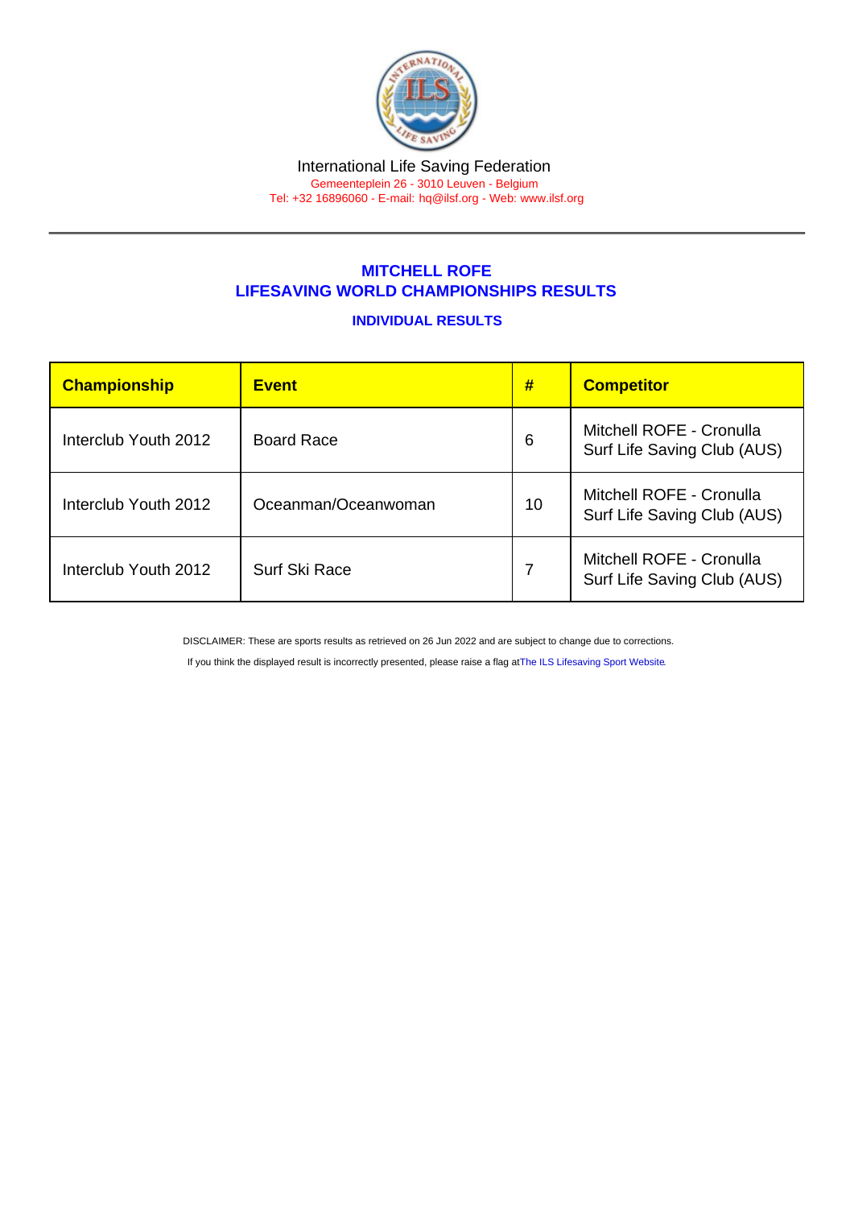International Life Saving Federation

Gemeenteplein 26 - 3010 Leuven - Belgium

Tel: +32 16896060 - E-mail: hq@ilsf.org - Web: www.ilsf.org

## MITCHELL ROFE
## LIFESAVING WORLD CHAMPIONSHIPS RESULTS

### INDIVIDUAL RESULTS

| Championship | Event | # | Competitor |
|---|---|---|---|
| Interclub Youth 2012 | Board Race | 6 | Mitchell ROFE - Cronulla Surf Life Saving Club (AUS) |
| Interclub Youth 2012 | Oceanman/Oceanwoman | 10 | Mitchell ROFE - Cronulla Surf Life Saving Club (AUS) |
| Interclub Youth 2012 | Surf Ski Race | 7 | Mitchell ROFE - Cronulla Surf Life Saving Club (AUS) |

DISCLAIMER: These are sports results as retrieved on 26 Jun 2022 and are subject to change due to corrections.

If you think the displayed result is incorrectly presented, please raise a flag at The ILS Lifesaving Sport Website.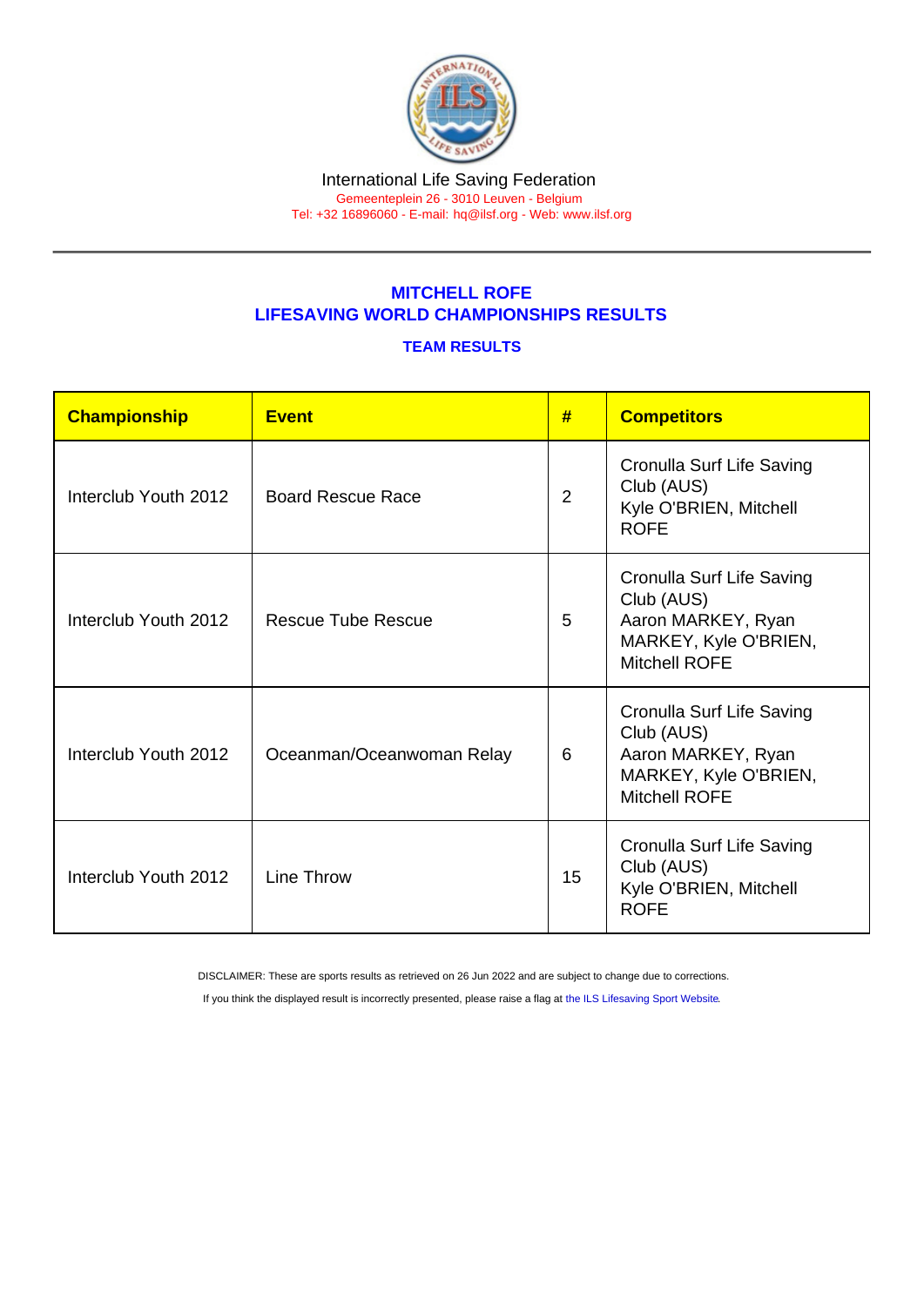International Life Saving Federation
Gemeenteplein 26 - 3010 Leuven - Belgium
Tel: +32 16896060 - E-mail: hq@ilsf.org - Web: www.ilsf.org

## MITCHELL ROFE
## LIFESAVING WORLD CHAMPIONSHIPS RESULTS

### TEAM RESULTS

| Championship | Event | # | Competitors |
|---|---|---|---|
| Interclub Youth 2012 | Board Rescue Race | 2 | Cronulla Surf Life Saving Club (AUS) Kyle O'BRIEN, Mitchell ROFE |
| Interclub Youth 2012 | Rescue Tube Rescue | 5 | Cronulla Surf Life Saving Club (AUS) Aaron MARKEY, Ryan MARKEY, Kyle O'BRIEN, Mitchell ROFE |
| Interclub Youth 2012 | Oceanman/Oceanwoman Relay | 6 | Cronulla Surf Life Saving Club (AUS) Aaron MARKEY, Ryan MARKEY, Kyle O'BRIEN, Mitchell ROFE |
| Interclub Youth 2012 | Line Throw | 15 | Cronulla Surf Life Saving Club (AUS) Kyle O'BRIEN, Mitchell ROFE |

DISCLAIMER: These are sports results as retrieved on 26 Jun 2022 and are subject to change due to corrections.

If you think the displayed result is incorrectly presented, please raise a flag at the ILS Lifesaving Sport Website.